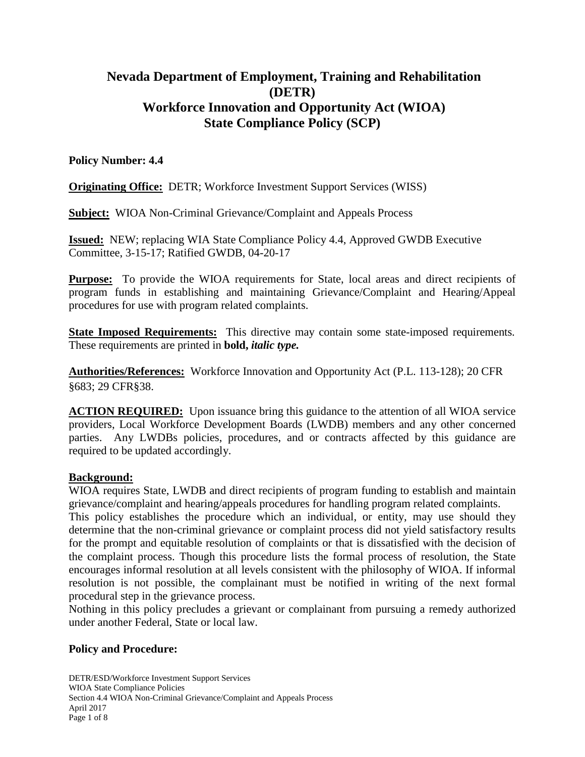# Nevada Department of Employment, Training and Rehabilitation (DETR)
# Workforce Innovation and Opportunity Act (WIOA)
# State Compliance Policy (SCP)

**Policy Number: 4.4**

**Originating Office:** DETR; Workforce Investment Support Services (WISS)

**Subject:** WIOA Non-Criminal Grievance/Complaint and Appeals Process

**Issued:** NEW; replacing WIA State Compliance Policy 4.4, Approved GWDB Executive Committee, 3-15-17; Ratified GWDB, 04-20-17

**Purpose:** To provide the WIOA requirements for State, local areas and direct recipients of program funds in establishing and maintaining Grievance/Complaint and Hearing/Appeal procedures for use with program related complaints.

**State Imposed Requirements:** This directive may contain some state-imposed requirements. These requirements are printed in **bold, *italic type.***

**Authorities/References:** Workforce Innovation and Opportunity Act (P.L. 113-128); 20 CFR §683; 29 CFR§38.

**ACTION REQUIRED:** Upon issuance bring this guidance to the attention of all WIOA service providers, Local Workforce Development Boards (LWDB) members and any other concerned parties. Any LWDBs policies, procedures, and or contracts affected by this guidance are required to be updated accordingly.

**Background:**

WIOA requires State, LWDB and direct recipients of program funding to establish and maintain grievance/complaint and hearing/appeals procedures for handling program related complaints.

This policy establishes the procedure which an individual, or entity, may use should they determine that the non-criminal grievance or complaint process did not yield satisfactory results for the prompt and equitable resolution of complaints or that is dissatisfied with the decision of the complaint process. Though this procedure lists the formal process of resolution, the State encourages informal resolution at all levels consistent with the philosophy of WIOA. If informal resolution is not possible, the complainant must be notified in writing of the next formal procedural step in the grievance process.

Nothing in this policy precludes a grievant or complainant from pursuing a remedy authorized under another Federal, State or local law.

**Policy and Procedure:**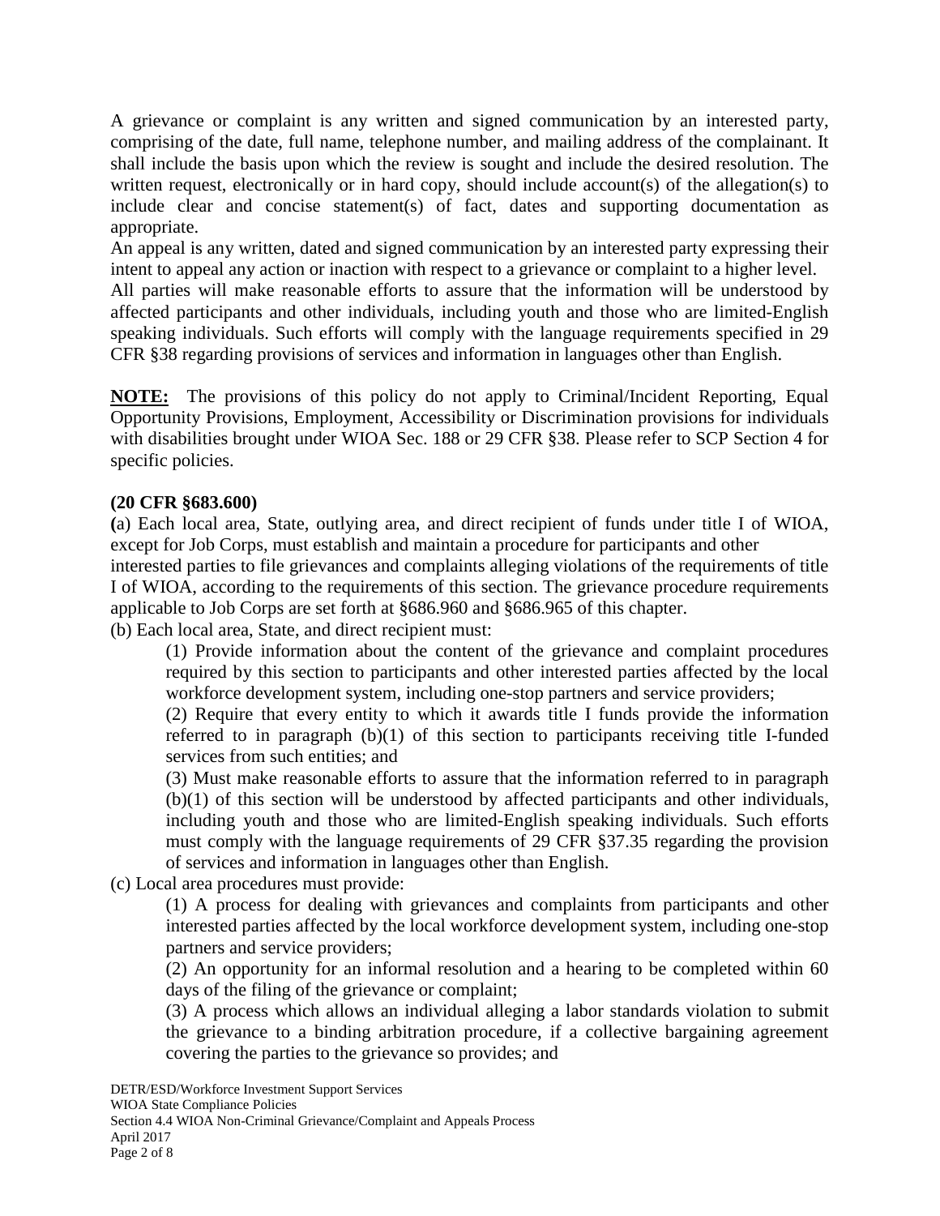A grievance or complaint is any written and signed communication by an interested party, comprising of the date, full name, telephone number, and mailing address of the complainant. It shall include the basis upon which the review is sought and include the desired resolution. The written request, electronically or in hard copy, should include account(s) of the allegation(s) to include clear and concise statement(s) of fact, dates and supporting documentation as appropriate.

An appeal is any written, dated and signed communication by an interested party expressing their intent to appeal any action or inaction with respect to a grievance or complaint to a higher level.

All parties will make reasonable efforts to assure that the information will be understood by affected participants and other individuals, including youth and those who are limited-English speaking individuals. Such efforts will comply with the language requirements specified in 29 CFR §38 regarding provisions of services and information in languages other than English.

**NOTE:** The provisions of this policy do not apply to Criminal/Incident Reporting, Equal Opportunity Provisions, Employment, Accessibility or Discrimination provisions for individuals with disabilities brought under WIOA Sec. 188 or 29 CFR §38. Please refer to SCP Section 4 for specific policies.

**(20 CFR §683.600)**

(a) Each local area, State, outlying area, and direct recipient of funds under title I of WIOA, except for Job Corps, must establish and maintain a procedure for participants and other interested parties to file grievances and complaints alleging violations of the requirements of title I of WIOA, according to the requirements of this section. The grievance procedure requirements applicable to Job Corps are set forth at §686.960 and §686.965 of this chapter.

(b) Each local area, State, and direct recipient must:

> (1) Provide information about the content of the grievance and complaint procedures required by this section to participants and other interested parties affected by the local workforce development system, including one-stop partners and service providers;
>
> (2) Require that every entity to which it awards title I funds provide the information referred to in paragraph (b)(1) of this section to participants receiving title I-funded services from such entities; and
>
> (3) Must make reasonable efforts to assure that the information referred to in paragraph (b)(1) of this section will be understood by affected participants and other individuals, including youth and those who are limited-English speaking individuals. Such efforts must comply with the language requirements of 29 CFR §37.35 regarding the provision of services and information in languages other than English.

(c) Local area procedures must provide:

> (1) A process for dealing with grievances and complaints from participants and other interested parties affected by the local workforce development system, including one-stop partners and service providers;
>
> (2) An opportunity for an informal resolution and a hearing to be completed within 60 days of the filing of the grievance or complaint;
>
> (3) A process which allows an individual alleging a labor standards violation to submit the grievance to a binding arbitration procedure, if a collective bargaining agreement covering the parties to the grievance so provides; and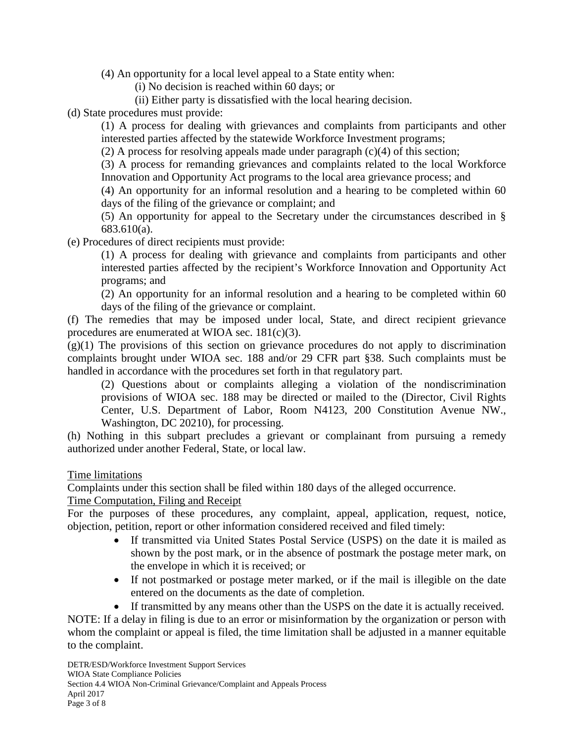(4) An opportunity for a local level appeal to a State entity when:

(i) No decision is reached within 60 days; or

(ii) Either party is dissatisfied with the local hearing decision.

(d) State procedures must provide:

(1) A process for dealing with grievances and complaints from participants and other interested parties affected by the statewide Workforce Investment programs;

(2) A process for resolving appeals made under paragraph (c)(4) of this section;

(3) A process for remanding grievances and complaints related to the local Workforce Innovation and Opportunity Act programs to the local area grievance process; and

(4) An opportunity for an informal resolution and a hearing to be completed within 60 days of the filing of the grievance or complaint; and

(5) An opportunity for appeal to the Secretary under the circumstances described in § 683.610(a).

(e) Procedures of direct recipients must provide:

(1) A process for dealing with grievance and complaints from participants and other interested parties affected by the recipient's Workforce Innovation and Opportunity Act programs; and

(2) An opportunity for an informal resolution and a hearing to be completed within 60 days of the filing of the grievance or complaint.

(f) The remedies that may be imposed under local, State, and direct recipient grievance procedures are enumerated at WIOA sec. 181(c)(3).

(g)(1) The provisions of this section on grievance procedures do not apply to discrimination complaints brought under WIOA sec. 188 and/or 29 CFR part §38. Such complaints must be handled in accordance with the procedures set forth in that regulatory part.

(2) Questions about or complaints alleging a violation of the nondiscrimination provisions of WIOA sec. 188 may be directed or mailed to the (Director, Civil Rights Center, U.S. Department of Labor, Room N4123, 200 Constitution Avenue NW., Washington, DC 20210), for processing.

(h) Nothing in this subpart precludes a grievant or complainant from pursuing a remedy authorized under another Federal, State, or local law.

Time limitations

Complaints under this section shall be filed within 180 days of the alleged occurrence.

Time Computation, Filing and Receipt

For the purposes of these procedures, any complaint, appeal, application, request, notice, objection, petition, report or other information considered received and filed timely:

- If transmitted via United States Postal Service (USPS) on the date it is mailed as shown by the post mark, or in the absence of postmark the postage meter mark, on the envelope in which it is received; or
- If not postmarked or postage meter marked, or if the mail is illegible on the date entered on the documents as the date of completion.
- If transmitted by any means other than the USPS on the date it is actually received.

NOTE: If a delay in filing is due to an error or misinformation by the organization or person with whom the complaint or appeal is filed, the time limitation shall be adjusted in a manner equitable to the complaint.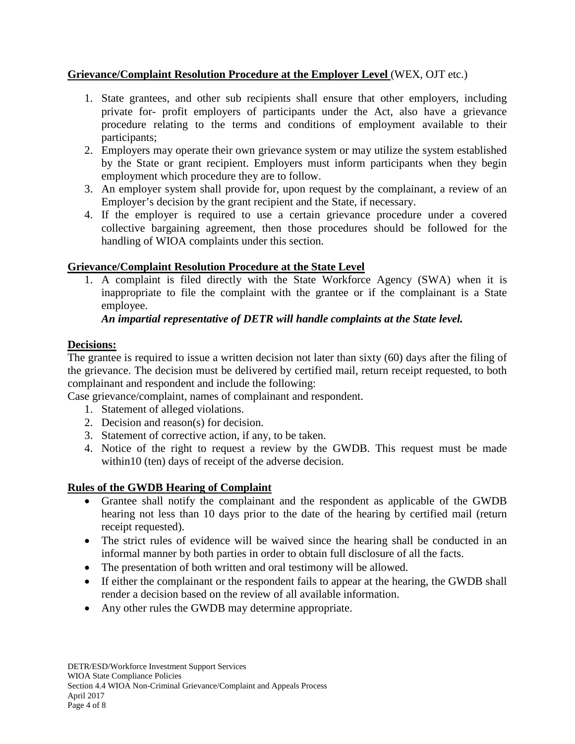**Grievance/Complaint Resolution Procedure at the Employer Level** (WEX, OJT etc.)

1. State grantees, and other sub recipients shall ensure that other employers, including private for- profit employers of participants under the Act, also have a grievance procedure relating to the terms and conditions of employment available to their participants;
2. Employers may operate their own grievance system or may utilize the system established by the State or grant recipient. Employers must inform participants when they begin employment which procedure they are to follow.
3. An employer system shall provide for, upon request by the complainant, a review of an Employer's decision by the grant recipient and the State, if necessary.
4. If the employer is required to use a certain grievance procedure under a covered collective bargaining agreement, then those procedures should be followed for the handling of WIOA complaints under this section.

**Grievance/Complaint Resolution Procedure at the State Level**

1. A complaint is filed directly with the State Workforce Agency (SWA) when it is inappropriate to file the complaint with the grantee or if the complainant is a State employee.

   ***An impartial representative of DETR will handle complaints at the State level.***

**Decisions:**

The grantee is required to issue a written decision not later than sixty (60) days after the filing of the grievance. The decision must be delivered by certified mail, return receipt requested, to both complainant and respondent and include the following:

Case grievance/complaint, names of complainant and respondent.

1. Statement of alleged violations.
2. Decision and reason(s) for decision.
3. Statement of corrective action, if any, to be taken.
4. Notice of the right to request a review by the GWDB. This request must be made within10 (ten) days of receipt of the adverse decision.

**Rules of the GWDB Hearing of Complaint**

- Grantee shall notify the complainant and the respondent as applicable of the GWDB hearing not less than 10 days prior to the date of the hearing by certified mail (return receipt requested).
- The strict rules of evidence will be waived since the hearing shall be conducted in an informal manner by both parties in order to obtain full disclosure of all the facts.
- The presentation of both written and oral testimony will be allowed.
- If either the complainant or the respondent fails to appear at the hearing, the GWDB shall render a decision based on the review of all available information.
- Any other rules the GWDB may determine appropriate.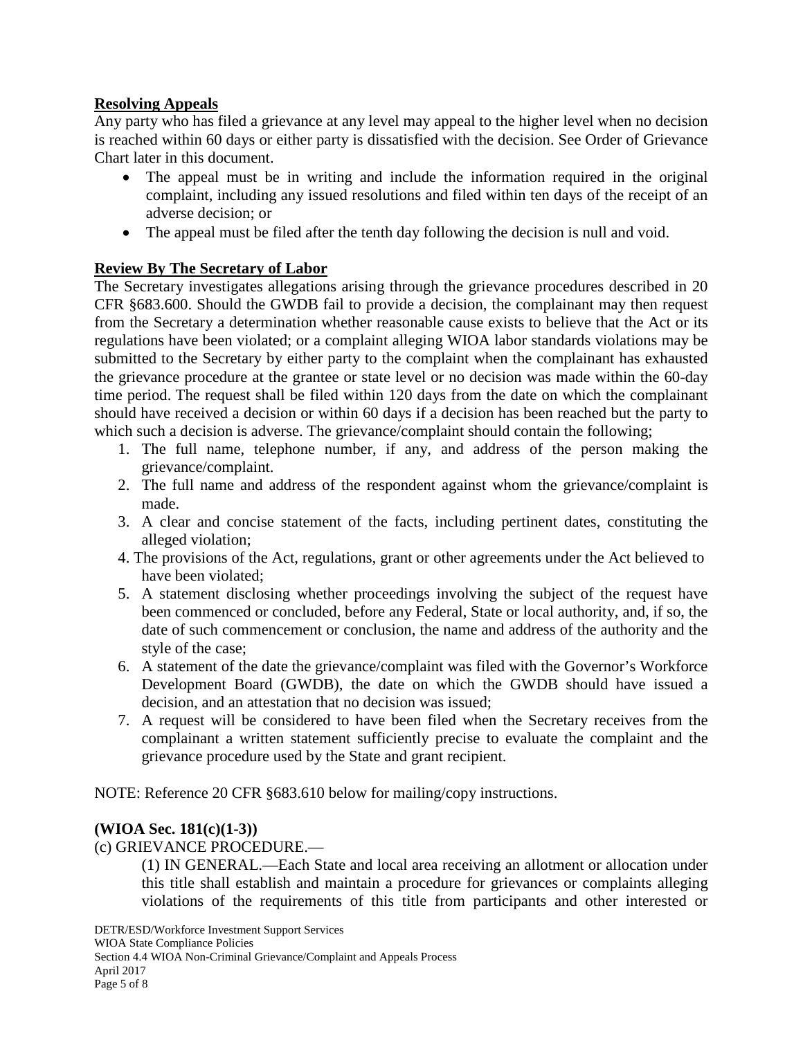**Resolving Appeals**

Any party who has filed a grievance at any level may appeal to the higher level when no decision is reached within 60 days or either party is dissatisfied with the decision. See Order of Grievance Chart later in this document.

- The appeal must be in writing and include the information required in the original complaint, including any issued resolutions and filed within ten days of the receipt of an adverse decision; or
- The appeal must be filed after the tenth day following the decision is null and void.

**Review By The Secretary of Labor**

The Secretary investigates allegations arising through the grievance procedures described in 20 CFR §683.600. Should the GWDB fail to provide a decision, the complainant may then request from the Secretary a determination whether reasonable cause exists to believe that the Act or its regulations have been violated; or a complaint alleging WIOA labor standards violations may be submitted to the Secretary by either party to the complaint when the complainant has exhausted the grievance procedure at the grantee or state level or no decision was made within the 60-day time period. The request shall be filed within 120 days from the date on which the complainant should have received a decision or within 60 days if a decision has been reached but the party to which such a decision is adverse. The grievance/complaint should contain the following;

1. The full name, telephone number, if any, and address of the person making the grievance/complaint.
2. The full name and address of the respondent against whom the grievance/complaint is made.
3. A clear and concise statement of the facts, including pertinent dates, constituting the alleged violation;
4. The provisions of the Act, regulations, grant or other agreements under the Act believed to have been violated;
5. A statement disclosing whether proceedings involving the subject of the request have been commenced or concluded, before any Federal, State or local authority, and, if so, the date of such commencement or conclusion, the name and address of the authority and the style of the case;
6. A statement of the date the grievance/complaint was filed with the Governor's Workforce Development Board (GWDB), the date on which the GWDB should have issued a decision, and an attestation that no decision was issued;
7. A request will be considered to have been filed when the Secretary receives from the complainant a written statement sufficiently precise to evaluate the complaint and the grievance procedure used by the State and grant recipient.

NOTE: Reference 20 CFR §683.610 below for mailing/copy instructions.

**(WIOA Sec. 181(c)(1-3))**

(c) GRIEVANCE PROCEDURE.—

(1) IN GENERAL.—Each State and local area receiving an allotment or allocation under this title shall establish and maintain a procedure for grievances or complaints alleging violations of the requirements of this title from participants and other interested or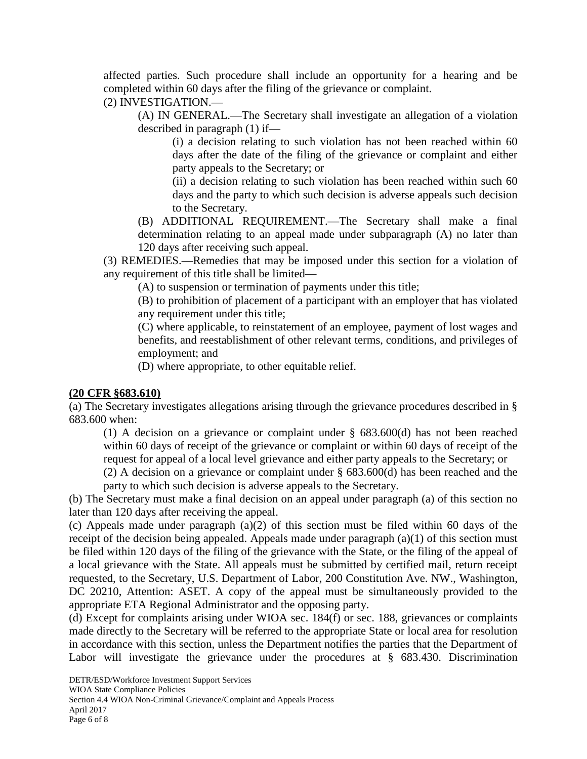affected parties. Such procedure shall include an opportunity for a hearing and be completed within 60 days after the filing of the grievance or complaint.

(2) INVESTIGATION.—

(A) IN GENERAL.—The Secretary shall investigate an allegation of a violation described in paragraph (1) if—

(i) a decision relating to such violation has not been reached within 60 days after the date of the filing of the grievance or complaint and either party appeals to the Secretary; or

(ii) a decision relating to such violation has been reached within such 60 days and the party to which such decision is adverse appeals such decision to the Secretary.

(B) ADDITIONAL REQUIREMENT.—The Secretary shall make a final determination relating to an appeal made under subparagraph (A) no later than 120 days after receiving such appeal.

(3) REMEDIES.—Remedies that may be imposed under this section for a violation of any requirement of this title shall be limited—

(A) to suspension or termination of payments under this title;

(B) to prohibition of placement of a participant with an employer that has violated any requirement under this title;

(C) where applicable, to reinstatement of an employee, payment of lost wages and benefits, and reestablishment of other relevant terms, conditions, and privileges of employment; and

(D) where appropriate, to other equitable relief.

**(20 CFR §683.610)**

(a) The Secretary investigates allegations arising through the grievance procedures described in § 683.600 when:

(1) A decision on a grievance or complaint under § 683.600(d) has not been reached within 60 days of receipt of the grievance or complaint or within 60 days of receipt of the request for appeal of a local level grievance and either party appeals to the Secretary; or

(2) A decision on a grievance or complaint under § 683.600(d) has been reached and the party to which such decision is adverse appeals to the Secretary.

(b) The Secretary must make a final decision on an appeal under paragraph (a) of this section no later than 120 days after receiving the appeal.

(c) Appeals made under paragraph (a)(2) of this section must be filed within 60 days of the receipt of the decision being appealed. Appeals made under paragraph (a)(1) of this section must be filed within 120 days of the filing of the grievance with the State, or the filing of the appeal of a local grievance with the State. All appeals must be submitted by certified mail, return receipt requested, to the Secretary, U.S. Department of Labor, 200 Constitution Ave. NW., Washington, DC 20210, Attention: ASET. A copy of the appeal must be simultaneously provided to the appropriate ETA Regional Administrator and the opposing party.

(d) Except for complaints arising under WIOA sec. 184(f) or sec. 188, grievances or complaints made directly to the Secretary will be referred to the appropriate State or local area for resolution in accordance with this section, unless the Department notifies the parties that the Department of Labor will investigate the grievance under the procedures at § 683.430. Discrimination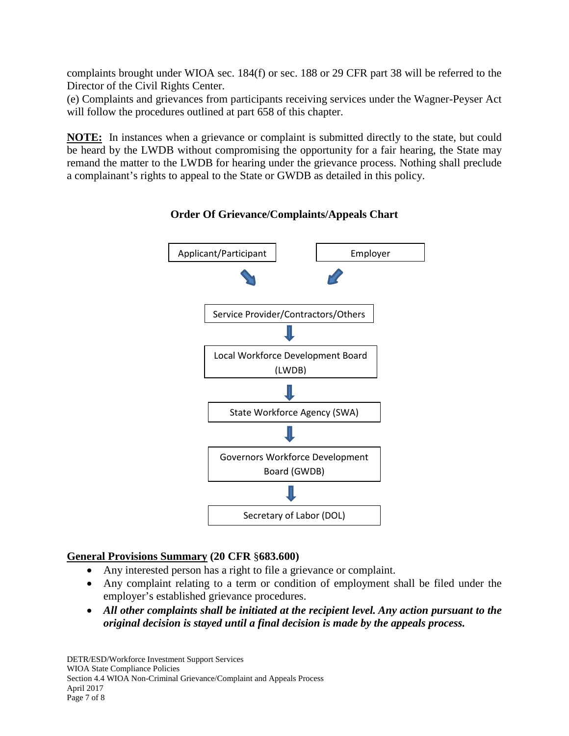complaints brought under WIOA sec. 184(f) or sec. 188 or 29 CFR part 38 will be referred to the Director of the Civil Rights Center.

(e) Complaints and grievances from participants receiving services under the Wagner-Peyser Act will follow the procedures outlined at part 658 of this chapter.

**NOTE:** In instances when a grievance or complaint is submitted directly to the state, but could be heard by the LWDB without compromising the opportunity for a fair hearing, the State may remand the matter to the LWDB for hearing under the grievance process. Nothing shall preclude a complainant's rights to appeal to the State or GWDB as detailed in this policy.

**Order Of Grievance/Complaints/Appeals Chart**

Applicant/Participant → Service Provider/Contractors/Others

Employer → Service Provider/Contractors/Others

Service Provider/Contractors/Others

↓

Local Workforce Development Board (LWDB)

↓

State Workforce Agency (SWA)

↓

Governors Workforce Development Board (GWDB)

↓

Secretary of Labor (DOL)

**General Provisions Summary (20 CFR §683.600)**

- Any interested person has a right to file a grievance or complaint.
- Any complaint relating to a term or condition of employment shall be filed under the employer's established grievance procedures.
- ***All other complaints shall be initiated at the recipient level. Any action pursuant to the original decision is stayed until a final decision is made by the appeals process.***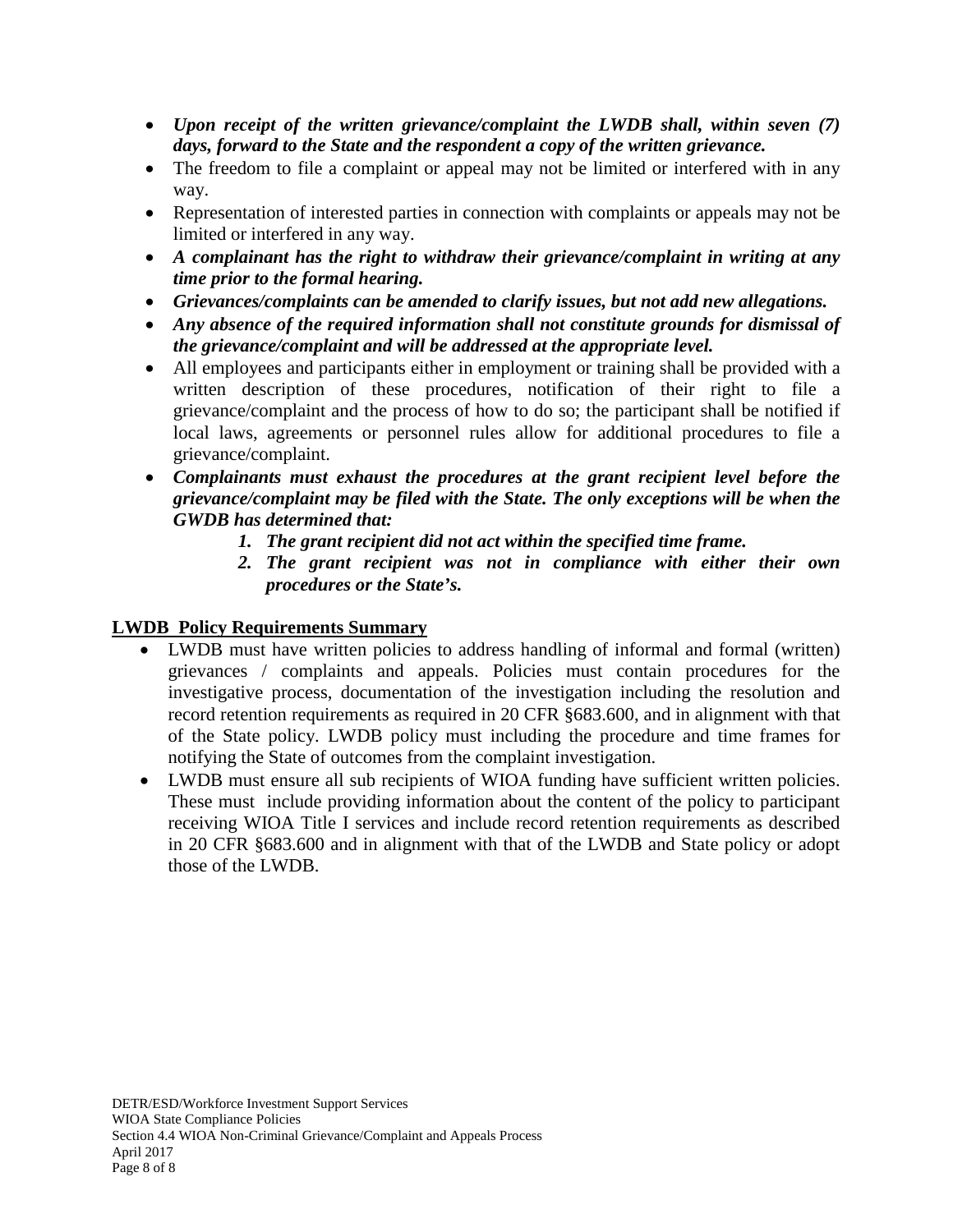- ***Upon receipt of the written grievance/complaint the LWDB shall, within seven (7) days, forward to the State and the respondent a copy of the written grievance.***
- The freedom to file a complaint or appeal may not be limited or interfered with in any way.
- Representation of interested parties in connection with complaints or appeals may not be limited or interfered in any way.
- ***A complainant has the right to withdraw their grievance/complaint in writing at any time prior to the formal hearing.***
- ***Grievances/complaints can be amended to clarify issues, but not add new allegations.***
- ***Any absence of the required information shall not constitute grounds for dismissal of the grievance/complaint and will be addressed at the appropriate level.***
- All employees and participants either in employment or training shall be provided with a written description of these procedures, notification of their right to file a grievance/complaint and the process of how to do so; the participant shall be notified if local laws, agreements or personnel rules allow for additional procedures to file a grievance/complaint.
- ***Complainants must exhaust the procedures at the grant recipient level before the grievance/complaint may be filed with the State. The only exceptions will be when the GWDB has determined that:***
    1. ***The grant recipient did not act within the specified time frame.***
    2. ***The grant recipient was not in compliance with either their own procedures or the State's.***

**<u>LWDB Policy Requirements Summary</u>**

- LWDB must have written policies to address handling of informal and formal (written) grievances / complaints and appeals. Policies must contain procedures for the investigative process, documentation of the investigation including the resolution and record retention requirements as required in 20 CFR §683.600, and in alignment with that of the State policy. LWDB policy must including the procedure and time frames for notifying the State of outcomes from the complaint investigation.
- LWDB must ensure all sub recipients of WIOA funding have sufficient written policies. These must include providing information about the content of the policy to participant receiving WIOA Title I services and include record retention requirements as described in 20 CFR §683.600 and in alignment with that of the LWDB and State policy or adopt those of the LWDB.